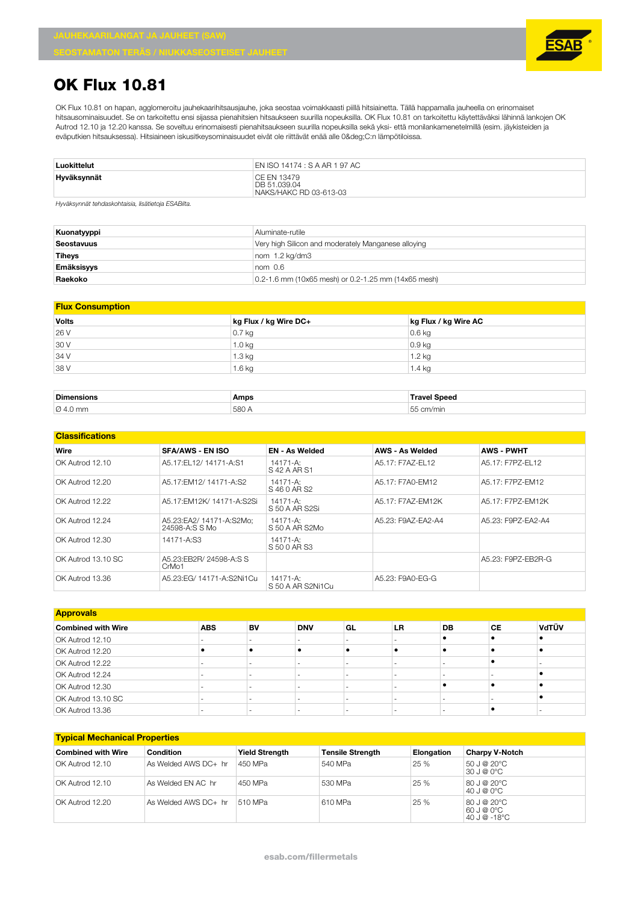JAUHEKAARILANGAT JA JAUHEET (SAW)

SEOSTAMATON TERÄS / NIUKKASEOSTEISET JAUHEET

# OK Flux 10.81

OK Flux 10.81 on hapan, agglomeroitu jauhekaarihitsausjauhe, joka seostaa voimakkaasti piillä hitsiainetta. Tällä happamalla jauheella on erinomaiset hitsausominaisuudet. Se on tarkoitettu ensi sijassa pienahitsien hitsaukseen suurilla nopeuksilla. OK Flux 10.81 on tarkoitettu käytettäväksi lähinnä lankojen OK Autrod 12.10 ja 12.20 kanssa. Se soveltuu erinomaisesti pienahitsaukseen suurilla nopeuksilla sekä yksi- että monilankamenetelmillä (esim. jäykisteiden ja eväputkien hitsauksessa). Hitsiaineen iskusitkeysominaisuudet eivät ole riittävät enää alle 0&deg;C:n lämpötiloissa.

| Luokittelut | EN ISO 14174 : S A AR 1 97 AC |
|---|---|
| Hyväksynnät | CE EN 13479<br>DB 51.039.04<br>NAKS/HAKC RD 03-613-03 |

*Hyväksynnät tehdaskohtaisia, lisätietoja ESABilta.*

| Kuonatyyppi | Aluminate-rutile |
|---|---|
| Seostavuus | Very high Silicon and moderately Manganese alloying |
| Tiheys | nom 1.2 kg/dm3 |
| Emäksisyys | nom 0.6 |
| Raekoko | 0.2-1.6 mm (10x65 mesh) or 0.2-1.25 mm (14x65 mesh) |

## Flux Consumption

| Volts | kg Flux / kg Wire DC+ | kg Flux / kg Wire AC |
|---|---|---|
| 26 V | 0.7 kg | 0.6 kg |
| 30 V | 1.0 kg | 0.9 kg |
| 34 V | 1.3 kg | 1.2 kg |
| 38 V | 1.6 kg | 1.4 kg |

| Dimensions | Amps | Travel Speed |
|---|---|---|
| Ø 4.0 mm | 580 A | 55 cm/min |

## Classifications

| Wire | SFA/AWS - EN ISO | EN - As Welded | AWS - As Welded | AWS - PWHT |
|---|---|---|---|---|
| OK Autrod 12.10 | A5.17:EL12/ 14171-A:S1 | 14171-A:<br>S 42 A AR S1 | A5.17: F7AZ-EL12 | A5.17: F7PZ-EL12 |
| OK Autrod 12.20 | A5.17:EM12/ 14171-A:S2 | 14171-A:<br>S 46 0 AR S2 | A5.17: F7A0-EM12 | A5.17: F7PZ-EM12 |
| OK Autrod 12.22 | A5.17:EM12K/ 14171-A:S2Si | 14171-A:<br>S 50 A AR S2Si | A5.17: F7AZ-EM12K | A5.17: F7PZ-EM12K |
| OK Autrod 12.24 | A5.23:EA2/ 14171-A:S2Mo;<br>24598-A:S S Mo | 14171-A:<br>S 50 A AR S2Mo | A5.23: F9AZ-EA2-A4 | A5.23: F9PZ-EA2-A4 |
| OK Autrod 12.30 | 14171-A:S3 | 14171-A:<br>S 50 0 AR S3 | | |
| OK Autrod 13.10 SC | A5.23:EB2R/ 24598-A:S S CrMo1 | | | A5.23: F9PZ-EB2R-G |
| OK Autrod 13.36 | A5.23:EG/ 14171-A:S2Ni1Cu | 14171-A:<br>S 50 A AR S2Ni1Cu | A5.23: F9A0-EG-G | |

## Approvals

| Combined with Wire | ABS | BV | DNV | GL | LR | DB | CE | VdTÜV |
|---|---|---|---|---|---|---|---|---|
| OK Autrod 12.10 | - | - | - | - | - | • | • | • |
| OK Autrod 12.20 | • | • | • | • | • | • | • | • |
| OK Autrod 12.22 | - | - | - | - | - | - | • | - |
| OK Autrod 12.24 | - | - | - | - | - | - | - | • |
| OK Autrod 12.30 | - | - | - | - | - | • | • | • |
| OK Autrod 13.10 SC | - | - | - | - | - | - | - | • |
| OK Autrod 13.36 | - | - | - | - | - | - | • | - |

## Typical Mechanical Properties

| Combined with Wire | Condition | Yield Strength | Tensile Strength | Elongation | Charpy V-Notch |
|---|---|---|---|---|---|
| OK Autrod 12.10 | As Welded AWS DC+ hr | 450 MPa | 540 MPa | 25 % | 50 J @ 20°C<br>30 J @ 0°C |
| OK Autrod 12.10 | As Welded EN AC hr | 450 MPa | 530 MPa | 25 % | 80 J @ 20°C<br>40 J @ 0°C |
| OK Autrod 12.20 | As Welded AWS DC+ hr | 510 MPa | 610 MPa | 25 % | 80 J @ 20°C<br>60 J @ 0°C<br>40 J @ -18°C |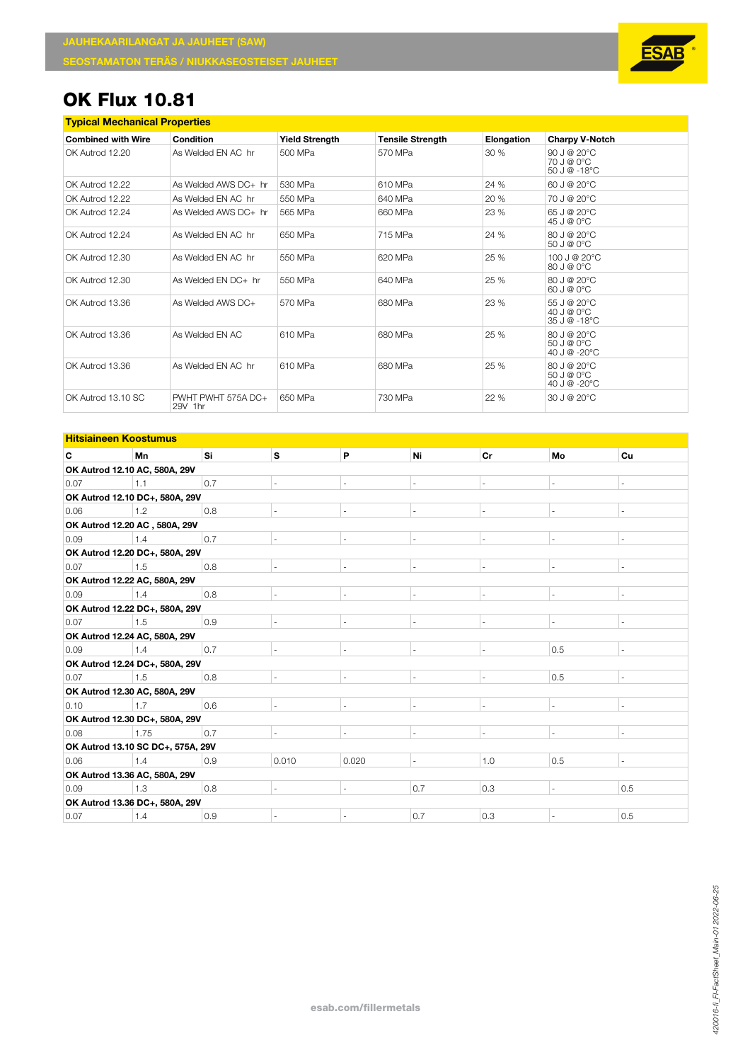# OK Flux 10.81

## Typical Mechanical Properties

| Combined with Wire | Condition | Yield Strength | Tensile Strength | Elongation | Charpy V-Notch |
|---|---|---|---|---|---|
| OK Autrod 12.20 | As Welded EN AC hr | 500 MPa | 570 MPa | 30 % | 90 J @ 20°C<br>70 J @ 0°C<br>50 J @ -18°C |
| OK Autrod 12.22 | As Welded AWS DC+ hr | 530 MPa | 610 MPa | 24 % | 60 J @ 20°C |
| OK Autrod 12.22 | As Welded EN AC hr | 550 MPa | 640 MPa | 20 % | 70 J @ 20°C |
| OK Autrod 12.24 | As Welded AWS DC+ hr | 565 MPa | 660 MPa | 23 % | 65 J @ 20°C<br>45 J @ 0°C |
| OK Autrod 12.24 | As Welded EN AC hr | 650 MPa | 715 MPa | 24 % | 80 J @ 20°C<br>50 J @ 0°C |
| OK Autrod 12.30 | As Welded EN AC hr | 550 MPa | 620 MPa | 25 % | 100 J @ 20°C<br>80 J @ 0°C |
| OK Autrod 12.30 | As Welded EN DC+ hr | 550 MPa | 640 MPa | 25 % | 80 J @ 20°C<br>60 J @ 0°C |
| OK Autrod 13.36 | As Welded AWS DC+ | 570 MPa | 680 MPa | 23 % | 55 J @ 20°C<br>40 J @ 0°C<br>35 J @ -18°C |
| OK Autrod 13.36 | As Welded EN AC | 610 MPa | 680 MPa | 25 % | 80 J @ 20°C<br>50 J @ 0°C<br>40 J @ -20°C |
| OK Autrod 13.36 | As Welded EN AC hr | 610 MPa | 680 MPa | 25 % | 80 J @ 20°C<br>50 J @ 0°C<br>40 J @ -20°C |
| OK Autrod 13.10 SC | PWHT PWHT 575A DC+ 29V 1hr | 650 MPa | 730 MPa | 22 % | 30 J @ 20°C |

## Hitsiaineen Koostumus

| C | Mn | Si | S | P | Ni | Cr | Mo | Cu |
|---|---|---|---|---|---|---|---|---|
| **OK Autrod 12.10 AC, 580A, 29V** | | | | | | | | |
| 0.07 | 1.1 | 0.7 | - | - | - | - | - | - |
| **OK Autrod 12.10 DC+, 580A, 29V** | | | | | | | | |
| 0.06 | 1.2 | 0.8 | - | - | - | - | - | - |
| **OK Autrod 12.20 AC , 580A, 29V** | | | | | | | | |
| 0.09 | 1.4 | 0.7 | - | - | - | - | - | - |
| **OK Autrod 12.20 DC+, 580A, 29V** | | | | | | | | |
| 0.07 | 1.5 | 0.8 | - | - | - | - | - | - |
| **OK Autrod 12.22 AC, 580A, 29V** | | | | | | | | |
| 0.09 | 1.4 | 0.8 | - | - | - | - | - | - |
| **OK Autrod 12.22 DC+, 580A, 29V** | | | | | | | | |
| 0.07 | 1.5 | 0.9 | - | - | - | - | - | - |
| **OK Autrod 12.24 AC, 580A, 29V** | | | | | | | | |
| 0.09 | 1.4 | 0.7 | - | - | - | - | 0.5 | - |
| **OK Autrod 12.24 DC+, 580A, 29V** | | | | | | | | |
| 0.07 | 1.5 | 0.8 | - | - | - | - | 0.5 | - |
| **OK Autrod 12.30 AC, 580A, 29V** | | | | | | | | |
| 0.10 | 1.7 | 0.6 | - | - | - | - | - | - |
| **OK Autrod 12.30 DC+, 580A, 29V** | | | | | | | | |
| 0.08 | 1.75 | 0.7 | - | - | - | - | - | - |
| **OK Autrod 13.10 SC DC+, 575A, 29V** | | | | | | | | |
| 0.06 | 1.4 | 0.9 | 0.010 | 0.020 | - | 1.0 | 0.5 | - |
| **OK Autrod 13.36 AC, 580A, 29V** | | | | | | | | |
| 0.09 | 1.3 | 0.8 | - | - | 0.7 | 0.3 | - | 0.5 |
| **OK Autrod 13.36 DC+, 580A, 29V** | | | | | | | | |
| 0.07 | 1.4 | 0.9 | - | - | 0.7 | 0.3 | - | 0.5 |